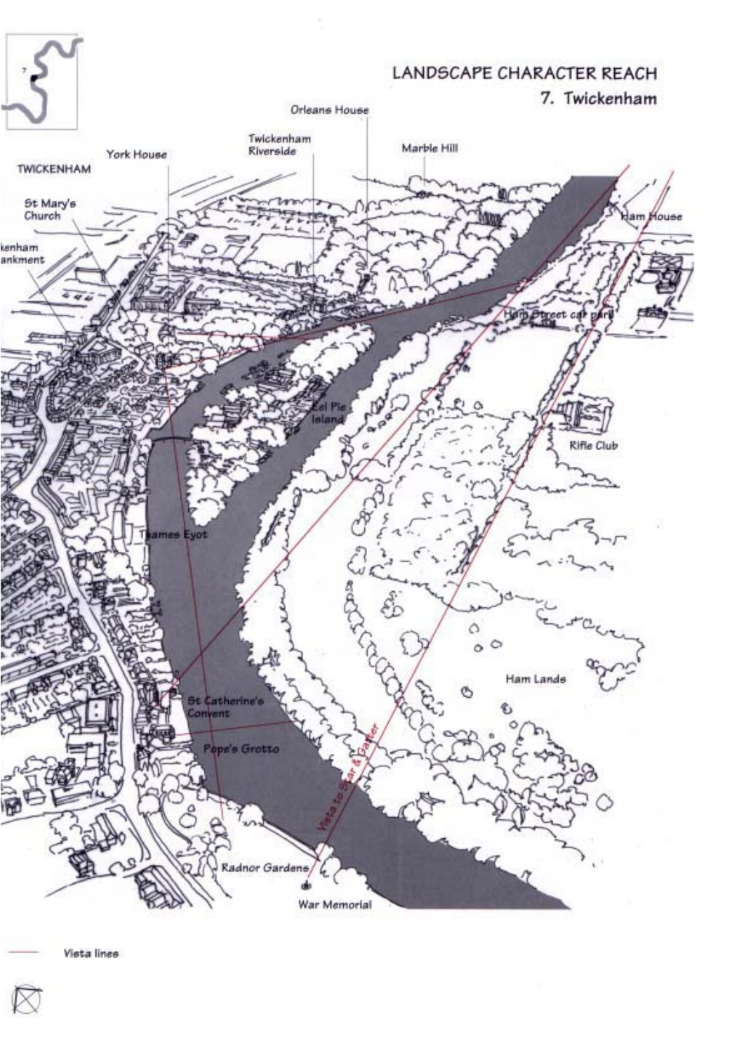# LANDSCAPE CHARACTER REACH

## 7. Twickenham

TWICKENHAM

St Mary's Church

Twickenham Embankment

York House

Twickenham Riverside

Orleans House

Marble Hill

Ham House

Ham Street car park

Eel Pie Island

Rifle Club

Thames Eyot

Ham Lands

St Catherine's Convent

Pope's Grotto

Vista to Star & Garter

Radnor Gardens

War Memorial

Vista lines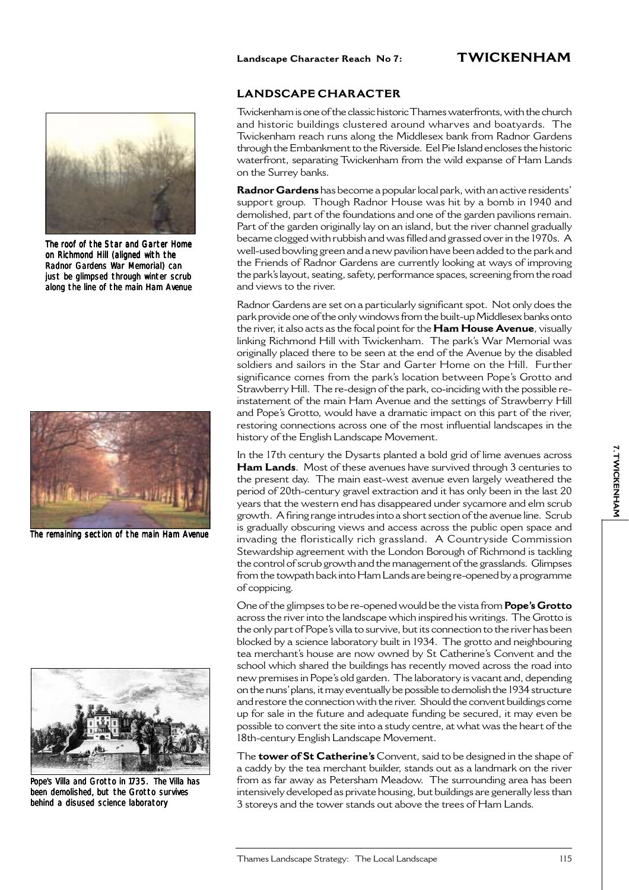## LANDSCAPE CHARACTER

Twickenham is one of the classic historic Thames waterfronts, with the church and historic buildings clustered around wharves and boatyards. The Twickenham reach runs along the Middlesex bank from Radnor Gardens through the Embankment to the Riverside. Eel Pie Island encloses the historic waterfront, separating Twickenham from the wild expanse of Ham Lands on the Surrey banks.

**Radnor Gardens** has become a popular local park, with an active residents' support group. Though Radnor House was hit by a bomb in 1940 and demolished, part of the foundations and one of the garden pavilions remain. Part of the garden originally lay on an island, but the river channel gradually became clogged with rubbish and was filled and grassed over in the 1970s. A well-used bowling green and a new pavilion have been added to the park and the Friends of Radnor Gardens are currently looking at ways of improving the park's layout, seating, safety, performance spaces, screening from the road and views to the river.

Radnor Gardens are set on a particularly significant spot. Not only does the park provide one of the only windows from the built-up Middlesex banks onto the river, it also acts as the focal point for the **Ham House Avenue**, visually linking Richmond Hill with Twickenham. The park's War Memorial was originally placed there to be seen at the end of the Avenue by the disabled soldiers and sailors in the Star and Garter Home on the Hill. Further significance comes from the park's location between Pope's Grotto and Strawberry Hill. The re-design of the park, co-inciding with the possible re-instatement of the main Ham Avenue and the settings of Strawberry Hill and Pope's Grotto, would have a dramatic impact on this part of the river, restoring connections across one of the most influential landscapes in the history of the English Landscape Movement.

*The roof of the Star and Garter Home on Richmond Hill (aligned with the Radnor Gardens War Memorial) can just be glimpsed through winter scrub along the line of the main Ham Avenue*

In the 17th century the Dysarts planted a bold grid of lime avenues across **Ham Lands**. Most of these avenues have survived through 3 centuries to the present day. The main east-west avenue even largely weathered the period of 20th-century gravel extraction and it has only been in the last 20 years that the western end has disappeared under sycamore and elm scrub growth. A firing range intrudes into a short section of the avenue line. Scrub is gradually obscuring views and access across the public open space and invading the floristically rich grassland. A Countryside Commission Stewardship agreement with the London Borough of Richmond is tackling the control of scrub growth and the management of the grasslands. Glimpses from the towpath back into Ham Lands are being re-opened by a programme of coppicing.

*The remaining section of the main Ham Avenue*

One of the glimpses to be re-opened would be the vista from **Pope's Grotto** across the river into the landscape which inspired his writings. The Grotto is the only part of Pope's villa to survive, but its connection to the river has been blocked by a science laboratory built in 1934. The grotto and neighbouring tea merchant's house are now owned by St Catherine's Convent and the school which shared the buildings has recently moved across the road into new premises in Pope's old garden. The laboratory is vacant and, depending on the nuns' plans, it may eventually be possible to demolish the 1934 structure and restore the connection with the river. Should the convent buildings come up for sale in the future and adequate funding be secured, it may even be possible to convert the site into a study centre, at what was the heart of the 18th-century English Landscape Movement.

*Pope's Villa and Grotto in 1735. The Villa has been demolished, but the Grotto survives behind a disused science laboratory*

The **tower of St Catherine's** Convent, said to be designed in the shape of a caddy by the tea merchant builder, stands out as a landmark on the river from as far away as Petersham Meadow. The surrounding area has been intensively developed as private housing, but buildings are generally less than 3 storeys and the tower stands out above the trees of Ham Lands.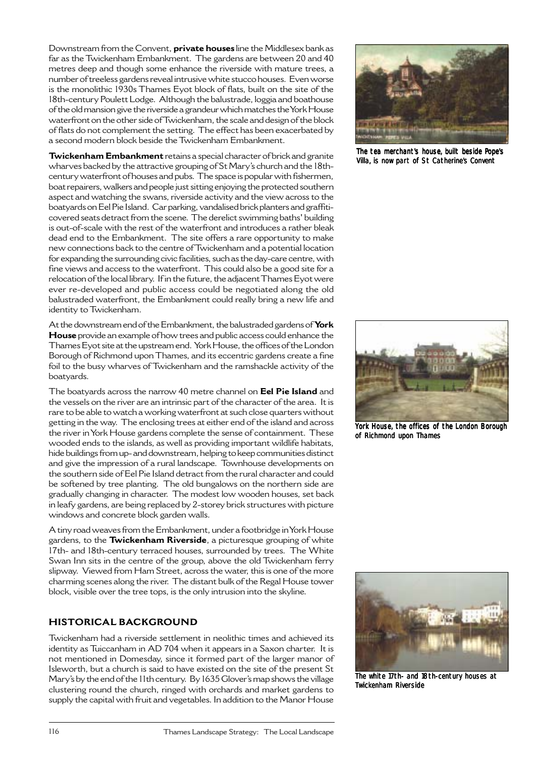Downstream from the Convent, **private houses** line the Middlesex bank as far as the Twickenham Embankment. The gardens are between 20 and 40 metres deep and though some enhance the riverside with mature trees, a number of treeless gardens reveal intrusive white stucco houses. Even worse is the monolithic 1930s Thames Eyot block of flats, built on the site of the 18th-century Poulett Lodge. Although the balustrade, loggia and boathouse of the old mansion give the riverside a grandeur which matches the York House waterfront on the other side of Twickenham, the scale and design of the block of flats do not complement the setting. The effect has been exacerbated by a second modern block beside the Twickenham Embankment.

**Twickenham Embankment** retains a special character of brick and granite wharves backed by the attractive grouping of St Mary's church and the 18th-century waterfront of houses and pubs. The space is popular with fishermen, boat repairers, walkers and people just sitting enjoying the protected southern aspect and watching the swans, riverside activity and the view across to the boatyards on Eel Pie Island. Car parking, vandalised brick planters and graffiti-covered seats detract from the scene. The derelict swimming baths' building is out-of-scale with the rest of the waterfront and introduces a rather bleak dead end to the Embankment. The site offers a rare opportunity to make new connections back to the centre of Twickenham and a potential location for expanding the surrounding civic facilities, such as the day-care centre, with fine views and access to the waterfront. This could also be a good site for a relocation of the local library. If in the future, the adjacent Thames Eyot were ever re-developed and public access could be negotiated along the old balustraded waterfront, the Embankment could really bring a new life and identity to Twickenham.

At the downstream end of the Embankment, the balustraded gardens of **York House** provide an example of how trees and public access could enhance the Thames Eyot site at the upstream end. York House, the offices of the London Borough of Richmond upon Thames, and its eccentric gardens create a fine foil to the busy wharves of Twickenham and the ramshackle activity of the boatyards.

The boatyards across the narrow 40 metre channel on **Eel Pie Island** and the vessels on the river are an intrinsic part of the character of the area. It is rare to be able to watch a working waterfront at such close quarters without getting in the way. The enclosing trees at either end of the island and across the river in York House gardens complete the sense of containment. These wooded ends to the islands, as well as providing important wildlife habitats, hide buildings from up- and downstream, helping to keep communities distinct and give the impression of a rural landscape. Townhouse developments on the southern side of Eel Pie Island detract from the rural character and could be softened by tree planting. The old bungalows on the northern side are gradually changing in character. The modest low wooden houses, set back in leafy gardens, are being replaced by 2-storey brick structures with picture windows and concrete block garden walls.

A tiny road weaves from the Embankment, under a footbridge in York House gardens, to the **Twickenham Riverside**, a picturesque grouping of white 17th- and 18th-century terraced houses, surrounded by trees. The White Swan Inn sits in the centre of the group, above the old Twickenham ferry slipway. Viewed from Ham Street, across the water, this is one of the more charming scenes along the river. The distant bulk of the Regal House tower block, visible over the tree tops, is the only intrusion into the skyline.

## HISTORICAL BACKGROUND

Twickenham had a riverside settlement in neolithic times and achieved its identity as Tuiccanham in AD 704 when it appears in a Saxon charter. It is not mentioned in Domesday, since it formed part of the larger manor of Isleworth, but a church is said to have existed on the site of the present St Mary's by the end of the 11th century. By 1635 Glover's map shows the village clustering round the church, ringed with orchards and market gardens to supply the capital with fruit and vegetables. In addition to the Manor House

The tea merchant's house, built beside Pope's Villa, is now part of St Catherine's Convent

York House, the offices of the London Borough of Richmond upon Thames

The white 17th- and 18th-century houses at Twickenham Riverside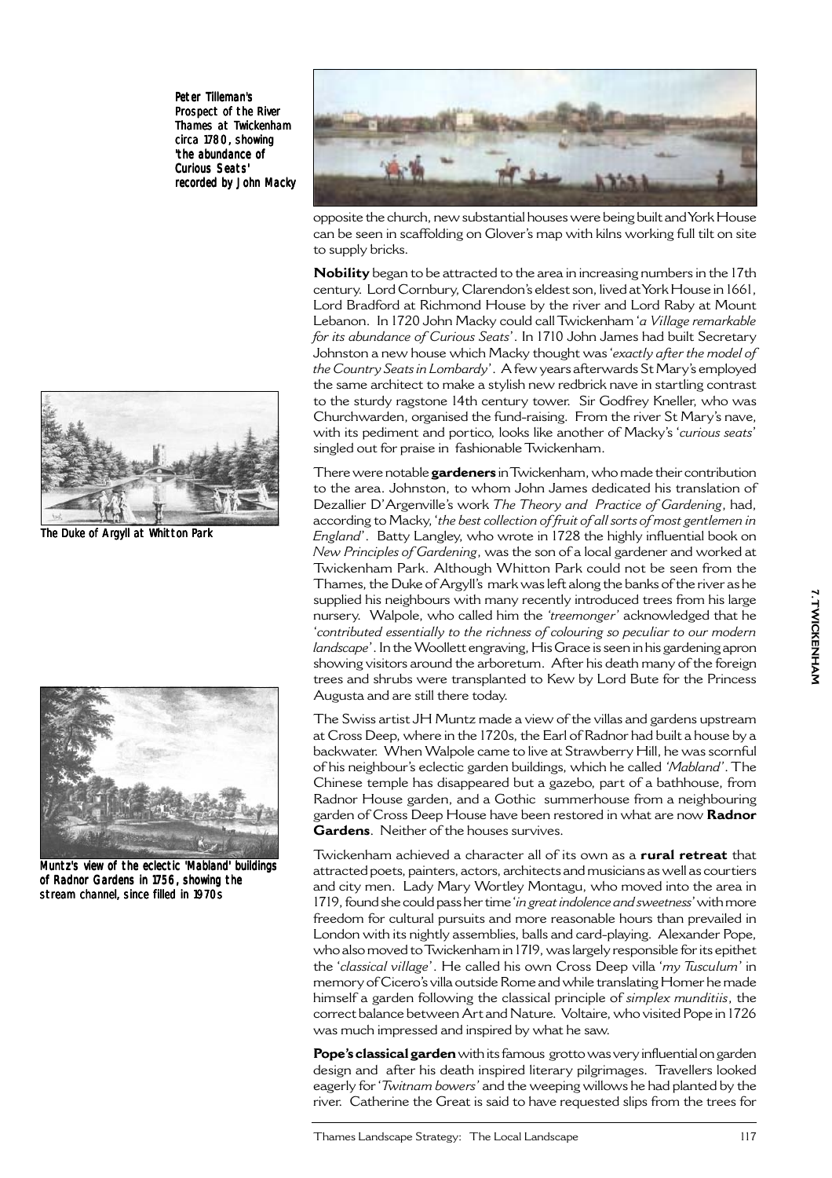Peter Tilleman's Prospect of the River Thames at Twickenham circa 1780, showing 'the abundance of Curious Seats' recorded by John Macky

opposite the church, new substantial houses were being built and York House can be seen in scaffolding on Glover's map with kilns working full tilt on site to supply bricks.

**Nobility** began to be attracted to the area in increasing numbers in the 17th century. Lord Cornbury, Clarendon's eldest son, lived at York House in 1661, Lord Bradford at Richmond House by the river and Lord Raby at Mount Lebanon. In 1720 John Macky could call Twickenham '*a Village remarkable for its abundance of Curious Seats*'. In 1710 John James had built Secretary Johnston a new house which Macky thought was '*exactly after the model of the Country Seats in Lombardy*'. A few years afterwards St Mary's employed the same architect to make a stylish new redbrick nave in startling contrast to the sturdy ragstone 14th century tower. Sir Godfrey Kneller, who was Churchwarden, organised the fund-raising. From the river St Mary's nave, with its pediment and portico, looks like another of Macky's '*curious seats*' singled out for praise in fashionable Twickenham.

The Duke of Argyll at Whitton Park

There were notable **gardeners** in Twickenham, who made their contribution to the area. Johnston, to whom John James dedicated his translation of Dezallier D'Argenville's work *The Theory and Practice of Gardening*, had, according to Macky, '*the best collection of fruit of all sorts of most gentlemen in England*'. Batty Langley, who wrote in 1728 the highly influential book on *New Principles of Gardening*, was the son of a local gardener and worked at Twickenham Park. Although Whitton Park could not be seen from the Thames, the Duke of Argyll's mark was left along the banks of the river as he supplied his neighbours with many recently introduced trees from his large nursery. Walpole, who called him the *'treemonger'* acknowledged that he '*contributed essentially to the richness of colouring so peculiar to our modern landscape*'. In the Woollett engraving, His Grace is seen in his gardening apron showing visitors around the arboretum. After his death many of the foreign trees and shrubs were transplanted to Kew by Lord Bute for the Princess Augusta and are still there today.

The Swiss artist JH Muntz made a view of the villas and gardens upstream at Cross Deep, where in the 1720s, the Earl of Radnor had built a house by a backwater. When Walpole came to live at Strawberry Hill, he was scornful of his neighbour's eclectic garden buildings, which he called *'Mabland'*. The Chinese temple has disappeared but a gazebo, part of a bathhouse, from Radnor House garden, and a Gothic summerhouse from a neighbouring garden of Cross Deep House have been restored in what are now **Radnor Gardens**. Neither of the houses survives.

Muntz's view of the eclectic 'Mabland' buildings of Radnor Gardens in 1756, showing the stream channel, since filled in 1970s

Twickenham achieved a character all of its own as a **rural retreat** that attracted poets, painters, actors, architects and musicians as well as courtiers and city men. Lady Mary Wortley Montagu, who moved into the area in 1719, found she could pass her time '*in great indolence and sweetness*' with more freedom for cultural pursuits and more reasonable hours than prevailed in London with its nightly assemblies, balls and card-playing. Alexander Pope, who also moved to Twickenham in 1719, was largely responsible for its epithet the '*classical village*'. He called his own Cross Deep villa '*my Tusculum*' in memory of Cicero's villa outside Rome and while translating Homer he made himself a garden following the classical principle of *simplex munditiis*, the correct balance between Art and Nature. Voltaire, who visited Pope in 1726 was much impressed and inspired by what he saw.

**Pope's classical garden** with its famous grotto was very influential on garden design and after his death inspired literary pilgrimages. Travellers looked eagerly for '*Twitnam bowers*' and the weeping willows he had planted by the river. Catherine the Great is said to have requested slips from the trees for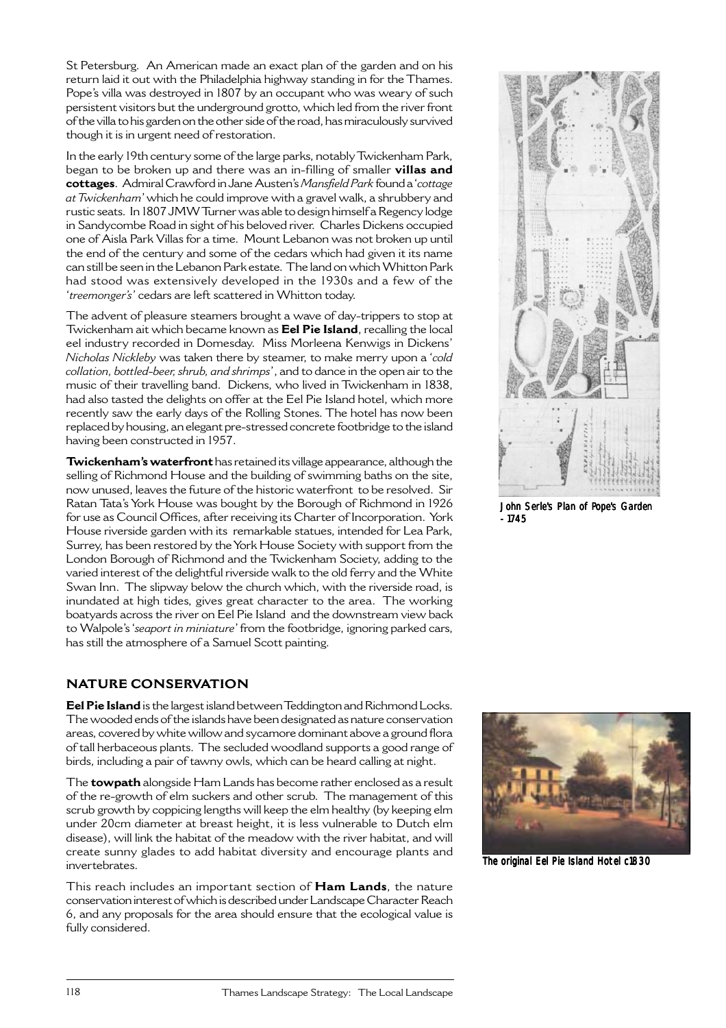St Petersburg. An American made an exact plan of the garden and on his return laid it out with the Philadelphia highway standing in for the Thames. Pope's villa was destroyed in 1807 by an occupant who was weary of such persistent visitors but the underground grotto, which led from the river front of the villa to his garden on the other side of the road, has miraculously survived though it is in urgent need of restoration.

In the early 19th century some of the large parks, notably Twickenham Park, began to be broken up and there was an in-filling of smaller **villas and cottages**. Admiral Crawford in Jane Austen's *Mansfield Park* found a '*cottage at Twickenham*' which he could improve with a gravel walk, a shrubbery and rustic seats. In 1807 JMW Turner was able to design himself a Regency lodge in Sandycombe Road in sight of his beloved river. Charles Dickens occupied one of Aisla Park Villas for a time. Mount Lebanon was not broken up until the end of the century and some of the cedars which had given it its name can still be seen in the Lebanon Park estate. The land on which Whitton Park had stood was extensively developed in the 1930s and a few of the '*treemonger's*' cedars are left scattered in Whitton today.

The advent of pleasure steamers brought a wave of day-trippers to stop at Twickenham ait which became known as **Eel Pie Island**, recalling the local eel industry recorded in Domesday. Miss Morleena Kenwigs in Dickens' *Nicholas Nickleby* was taken there by steamer, to make merry upon a '*cold collation, bottled-beer, shrub, and shrimps*', and to dance in the open air to the music of their travelling band. Dickens, who lived in Twickenham in 1838, had also tasted the delights on offer at the Eel Pie Island hotel, which more recently saw the early days of the Rolling Stones. The hotel has now been replaced by housing, an elegant pre-stressed concrete footbridge to the island having been constructed in 1957.

**Twickenham's waterfront** has retained its village appearance, although the selling of Richmond House and the building of swimming baths on the site, now unused, leaves the future of the historic waterfront to be resolved. Sir Ratan Tata's York House was bought by the Borough of Richmond in 1926 for use as Council Offices, after receiving its Charter of Incorporation. York House riverside garden with its remarkable statues, intended for Lea Park, Surrey, has been restored by the York House Society with support from the London Borough of Richmond and the Twickenham Society, adding to the varied interest of the delightful riverside walk to the old ferry and the White Swan Inn. The slipway below the church which, with the riverside road, is inundated at high tides, gives great character to the area. The working boatyards across the river on Eel Pie Island and the downstream view back to Walpole's '*seaport in miniature*' from the footbridge, ignoring parked cars, has still the atmosphere of a Samuel Scott painting.

John Serle's Plan of Pope's Garden - 1745

## NATURE CONSERVATION

**Eel Pie Island** is the largest island between Teddington and Richmond Locks. The wooded ends of the islands have been designated as nature conservation areas, covered by white willow and sycamore dominant above a ground flora of tall herbaceous plants. The secluded woodland supports a good range of birds, including a pair of tawny owls, which can be heard calling at night.

The **towpath** alongside Ham Lands has become rather enclosed as a result of the re-growth of elm suckers and other scrub. The management of this scrub growth by coppicing lengths will keep the elm healthy (by keeping elm under 20cm diameter at breast height, it is less vulnerable to Dutch elm disease), will link the habitat of the meadow with the river habitat, and will create sunny glades to add habitat diversity and encourage plants and invertebrates.

This reach includes an important section of **Ham Lands**, the nature conservation interest of which is described under Landscape Character Reach 6, and any proposals for the area should ensure that the ecological value is fully considered.

The original Eel Pie Island Hotel c1830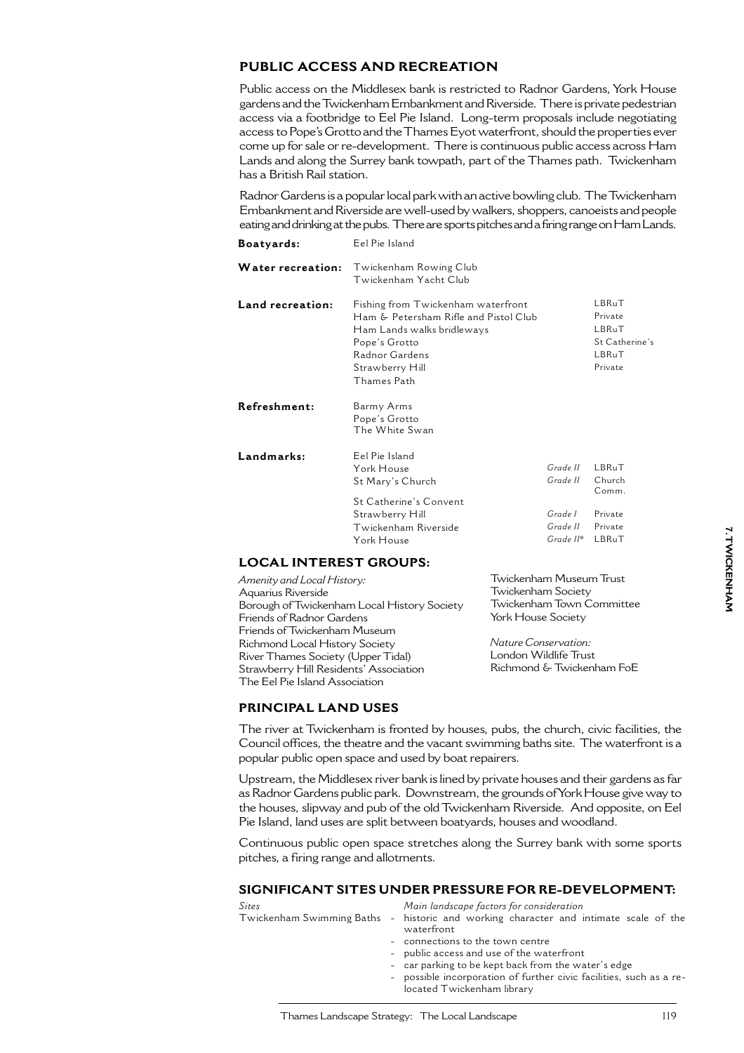## PUBLIC ACCESS AND RECREATION

Public access on the Middlesex bank is restricted to Radnor Gardens, York House gardens and the Twickenham Embankment and Riverside. There is private pedestrian access via a footbridge to Eel Pie Island. Long-term proposals include negotiating access to Pope's Grotto and the Thames Eyot waterfront, should the properties ever come up for sale or re-development. There is continuous public access across Ham Lands and along the Surrey bank towpath, part of the Thames path. Twickenham has a British Rail station.

Radnor Gardens is a popular local park with an active bowling club. The Twickenham Embankment and Riverside are well-used by walkers, shoppers, canoeists and people eating and drinking at the pubs. There are sports pitches and a firing range on Ham Lands.

| | | | |
|---|---|---|---|
| **Boatyards:** | Eel Pie Island | | |
| **Water recreation:** | Twickenham Rowing Club | | |
| | Twickenham Yacht Club | | |
| **Land recreation:** | Fishing from Twickenham waterfront | | LBRuT |
| | Ham & Petersham Rifle and Pistol Club | | Private |
| | Ham Lands walks bridleways | | LBRuT |
| | Pope's Grotto | | St Catherine's |
| | Radnor Gardens | | LBRuT |
| | Strawberry Hill | | Private |
| | Thames Path | | |
| **Refreshment:** | Barmy Arms | | |
| | Pope's Grotto | | |
| | The White Swan | | |
| **Landmarks:** | Eel Pie Island | | |
| | York House | *Grade II* | LBRuT |
| | St Mary's Church | *Grade II* | Church Comm. |
| | St Catherine's Convent | | |
| | Strawberry Hill | *Grade I* | Private |
| | Twickenham Riverside | *Grade II* | Private |
| | York House | *Grade II\** | LBRuT |

## LOCAL INTEREST GROUPS:

*Amenity and Local History:*
Aquarius Riverside
Borough of Twickenham Local History Society
Friends of Radnor Gardens
Friends of Twickenham Museum
Richmond Local History Society
River Thames Society (Upper Tidal)
Strawberry Hill Residents' Association
The Eel Pie Island Association
Twickenham Museum Trust
Twickenham Society
Twickenham Town Committee
York House Society

*Nature Conservation:*
London Wildlife Trust
Richmond & Twickenham FoE

## PRINCIPAL LAND USES

The river at Twickenham is fronted by houses, pubs, the church, civic facilities, the Council offices, the theatre and the vacant swimming baths site. The waterfront is a popular public open space and used by boat repairers.

Upstream, the Middlesex river bank is lined by private houses and their gardens as far as Radnor Gardens public park. Downstream, the grounds of York House give way to the houses, slipway and pub of the old Twickenham Riverside. And opposite, on Eel Pie Island, land uses are split between boatyards, houses and woodland.

Continuous public open space stretches along the Surrey bank with some sports pitches, a firing range and allotments.

## SIGNIFICANT SITES UNDER PRESSURE FOR RE-DEVELOPMENT:

| *Sites* | *Main landscape factors for consideration* |
|---|---|
| Twickenham Swimming Baths | - historic and working character and intimate scale of the waterfront<br>- connections to the town centre<br>- public access and use of the waterfront<br>- car parking to be kept back from the water's edge<br>- possible incorporation of further civic facilities, such as a re-located Twickenham library |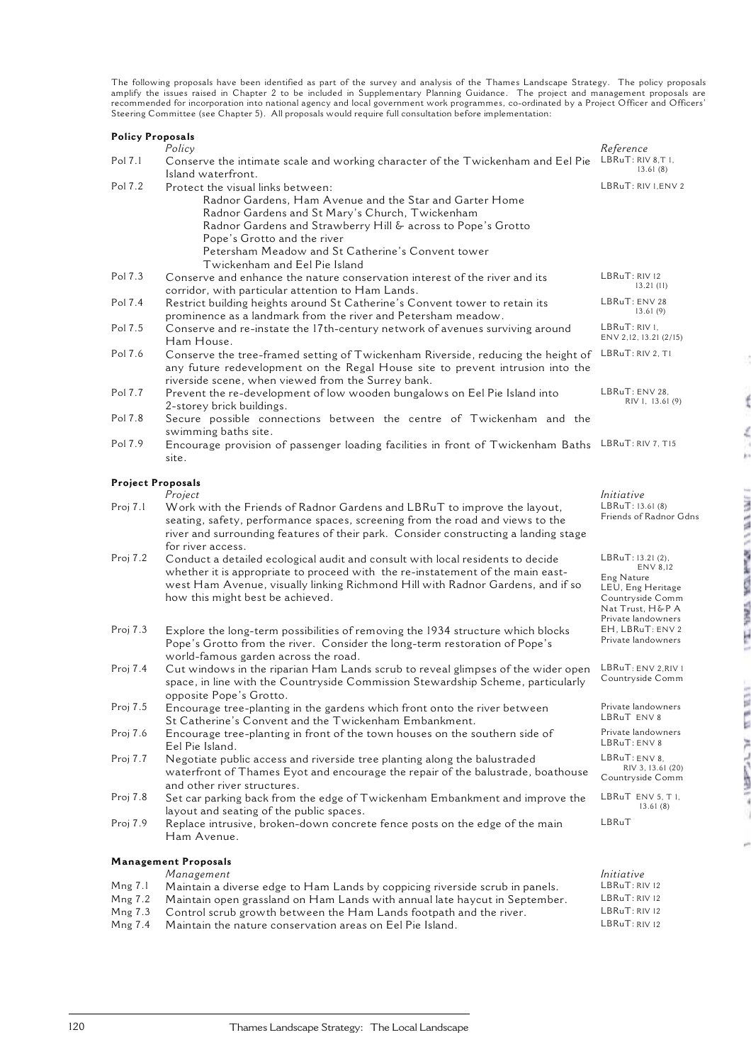The following proposals have been identified as part of the survey and analysis of the Thames Landscape Strategy. The policy proposals amplify the issues raised in Chapter 2 to be included in Supplementary Planning Guidance. The project and management proposals are recommended for incorporation into national agency and local government work programmes, co-ordinated by a Project Officer and Officers' Steering Committee (see Chapter 5). All proposals would require full consultation before implementation:

### Policy Proposals

| | *Policy* | *Reference* |
|---|---|---|
| Pol 7.1 | Conserve the intimate scale and working character of the Twickenham and Eel Pie Island waterfront. | LBRuT: RIV 8,T 1, 13.61 (8) |
| Pol 7.2 | Protect the visual links between: Radnor Gardens, Ham Avenue and the Star and Garter Home; Radnor Gardens and St Mary's Church, Twickenham; Radnor Gardens and Strawberry Hill & across to Pope's Grotto; Pope's Grotto and the river; Petersham Meadow and St Catherine's Convent tower; Twickenham and Eel Pie Island | LBRuT: RIV 1,ENV 2 |
| Pol 7.3 | Conserve and enhance the nature conservation interest of the river and its corridor, with particular attention to Ham Lands. | LBRuT: RIV 12 13.21 (11) |
| Pol 7.4 | Restrict building heights around St Catherine's Convent tower to retain its prominence as a landmark from the river and Petersham meadow. | LBRuT: ENV 28 13.61 (9) |
| Pol 7.5 | Conserve and re-instate the 17th-century network of avenues surviving around Ham House. | LBRuT: RIV 1, ENV 2,12, 13.21 (2/15) |
| Pol 7.6 | Conserve the tree-framed setting of Twickenham Riverside, reducing the height of any future redevelopment on the Regal House site to prevent intrusion into the riverside scene, when viewed from the Surrey bank. | LBRuT: RIV 2, T1 |
| Pol 7.7 | Prevent the re-development of low wooden bungalows on Eel Pie Island into 2-storey brick buildings. | LBRuT: ENV 28, RIV 1, 13.61 (9) |
| Pol 7.8 | Secure possible connections between the centre of Twickenham and the swimming baths site. | |
| Pol 7.9 | Encourage provision of passenger loading facilities in front of Twickenham Baths site. | LBRuT: RIV 7, T15 |

### Project Proposals

| | *Project* | *Initiative* |
|---|---|---|
| Proj 7.1 | Work with the Friends of Radnor Gardens and LBRuT to improve the layout, seating, safety, performance spaces, screening from the road and views to the river and surrounding features of their park. Consider constructing a landing stage for river access. | LBRuT: 13.61 (8) Friends of Radnor Gdns |
| Proj 7.2 | Conduct a detailed ecological audit and consult with local residents to decide whether it is appropriate to proceed with the re-instatement of the main east-west Ham Avenue, visually linking Richmond Hill with Radnor Gardens, and if so how this might best be achieved. | LBRuT: 13.21 (2), ENV 8,12 Eng Nature LEU, Eng Heritage Countryside Comm Nat Trust, H&P A Private landowners |
| Proj 7.3 | Explore the long-term possibilities of removing the 1934 structure which blocks Pope's Grotto from the river. Consider the long-term restoration of Pope's world-famous garden across the road. | EH, LBRuT: ENV 2 Private landowners |
| Proj 7.4 | Cut windows in the riparian Ham Lands scrub to reveal glimpses of the wider open space, in line with the Countryside Commission Stewardship Scheme, particularly opposite Pope's Grotto. | LBRuT: ENV 2,RIV 1 Countryside Comm |
| Proj 7.5 | Encourage tree-planting in the gardens which front onto the river between St Catherine's Convent and the Twickenham Embankment. | Private landowners LBRuT ENV 8 |
| Proj 7.6 | Encourage tree-planting in front of the town houses on the southern side of Eel Pie Island. | Private landowners LBRuT: ENV 8 |
| Proj 7.7 | Negotiate public access and riverside tree planting along the balustraded waterfront of Thames Eyot and encourage the repair of the balustrade, boathouse and other river structures. | LBRuT: ENV 8, RIV 3, 13.61 (20) Countryside Comm |
| Proj 7.8 | Set car parking back from the edge of Twickenham Embankment and improve the layout and seating of the public spaces. | LBRuT ENV 5, T 1, 13.61 (8) |
| Proj 7.9 | Replace intrusive, broken-down concrete fence posts on the edge of the main Ham Avenue. | LBRuT |

### Management Proposals

| | *Management* | *Initiative* |
|---|---|---|
| Mng 7.1 | Maintain a diverse edge to Ham Lands by coppicing riverside scrub in panels. | LBRuT: RIV 12 |
| Mng 7.2 | Maintain open grassland on Ham Lands with annual late haycut in September. | LBRuT: RIV 12 |
| Mng 7.3 | Control scrub growth between the Ham Lands footpath and the river. | LBRuT: RIV 12 |
| Mng 7.4 | Maintain the nature conservation areas on Eel Pie Island. | LBRuT: RIV 12 |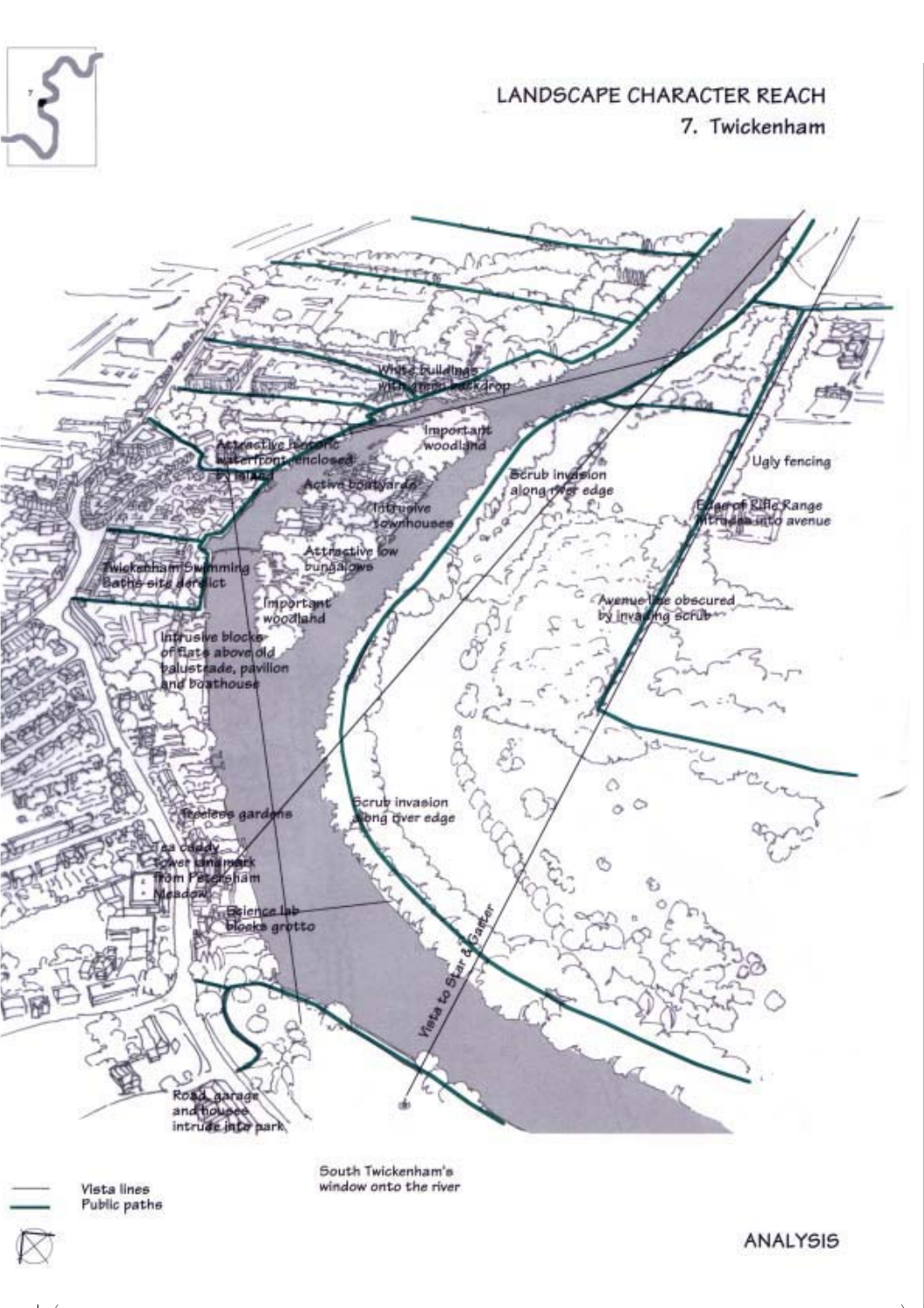# LANDSCAPE CHARACTER REACH

## 7. Twickenham

White buildings with green backdrop

Important woodland

Attractive historic waterfront enclosed by island

Active boatyards

Intrusive townhouses

Attractive low bungalows

Twickenham Swimming Baths site derelict

Important woodland

Intrusive blocks of flats above old balustrade, pavilion and boathouse

Scrub invasion along river edge

Ugly fencing

Edge of Rifle Range intrudes into avenue

Avenue line obscured by invading scrub

Treeless gardens

Tea caddy tower landmark from Petersham Meadow

Scrub invasion along river edge

Science lab blocks grotto

Vista to Star & Garter

Road, garage and houses intrude into park

South Twickenham's window onto the river

Vista lines

Public paths

ANALYSIS